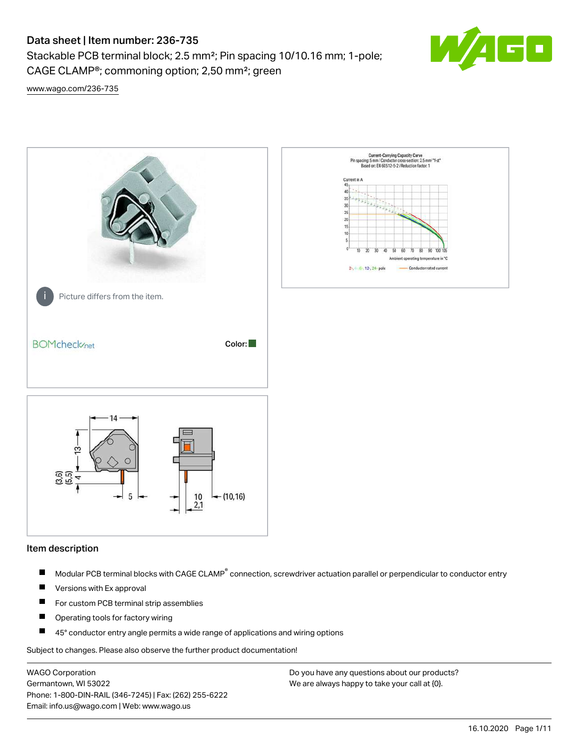# Data sheet | Item number: 236-735

Stackable PCB terminal block; 2.5 mm²; Pin spacing 10/10.16 mm; 1-pole; CAGE CLAMP®; commoning option; 2,50 mm²; green

www.wago.com/236-735

Picture differs from the item.

Color:

## Item description

- Modular PCB terminal blocks with CAGE CLAMP® connection, screwdriver actuation parallel or perpendicular to conductor entry
- Versions with Ex approval
- For custom PCB terminal strip assemblies
- Operating tools for factory wiring
- 45° conductor entry angle permits a wide range of applications and wiring options

Subject to changes. Please also observe the further product documentation!

WAGO Corporation
Germantown, WI 53022
Phone: 1-800-DIN-RAIL (346-7245) | Fax: (262) 255-6222
Email: info.us@wago.com | Web: www.wago.us

Do you have any questions about our products?
We are always happy to take your call at {0}.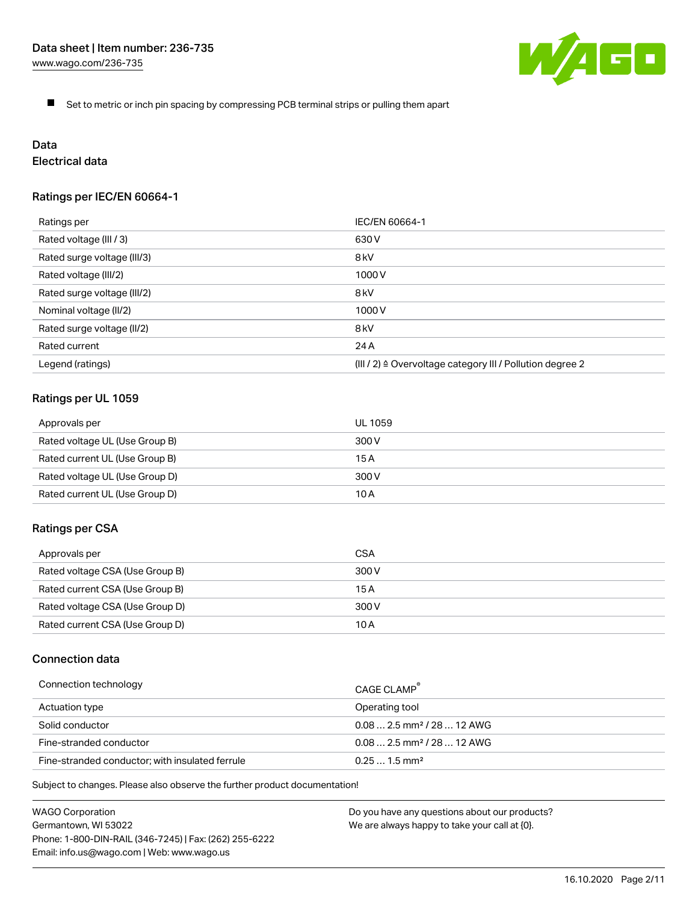- Set to metric or inch pin spacing by compressing PCB terminal strips or pulling them apart

## Data

### Electrical data

#### Ratings per IEC/EN 60664-1

| Ratings per | IEC/EN 60664-1 |
| --- | --- |
| Rated voltage (III / 3) | 630 V |
| Rated surge voltage (III/3) | 8 kV |
| Rated voltage (III/2) | 1000 V |
| Rated surge voltage (III/2) | 8 kV |
| Nominal voltage (II/2) | 1000 V |
| Rated surge voltage (II/2) | 8 kV |
| Rated current | 24 A |
| Legend (ratings) | (III / 2) ≙ Overvoltage category III / Pollution degree 2 |

#### Ratings per UL 1059

| Approvals per | UL 1059 |
| --- | --- |
| Rated voltage UL (Use Group B) | 300 V |
| Rated current UL (Use Group B) | 15 A |
| Rated voltage UL (Use Group D) | 300 V |
| Rated current UL (Use Group D) | 10 A |

#### Ratings per CSA

| Approvals per | CSA |
| --- | --- |
| Rated voltage CSA (Use Group B) | 300 V |
| Rated current CSA (Use Group B) | 15 A |
| Rated voltage CSA (Use Group D) | 300 V |
| Rated current CSA (Use Group D) | 10 A |

### Connection data

| Connection technology | CAGE CLAMP® |
| --- | --- |
| Actuation type | Operating tool |
| Solid conductor | 0.08 … 2.5 mm² / 28 … 12 AWG |
| Fine-stranded conductor | 0.08 … 2.5 mm² / 28 … 12 AWG |
| Fine-stranded conductor; with insulated ferrule | 0.25 … 1.5 mm² |

Subject to changes. Please also observe the further product documentation!

WAGO Corporation
Germantown, WI 53022
Phone: 1-800-DIN-RAIL (346-7245) | Fax: (262) 255-6222
Email: info.us@wago.com | Web: www.wago.us

Do you have any questions about our products?
We are always happy to take your call at {0}.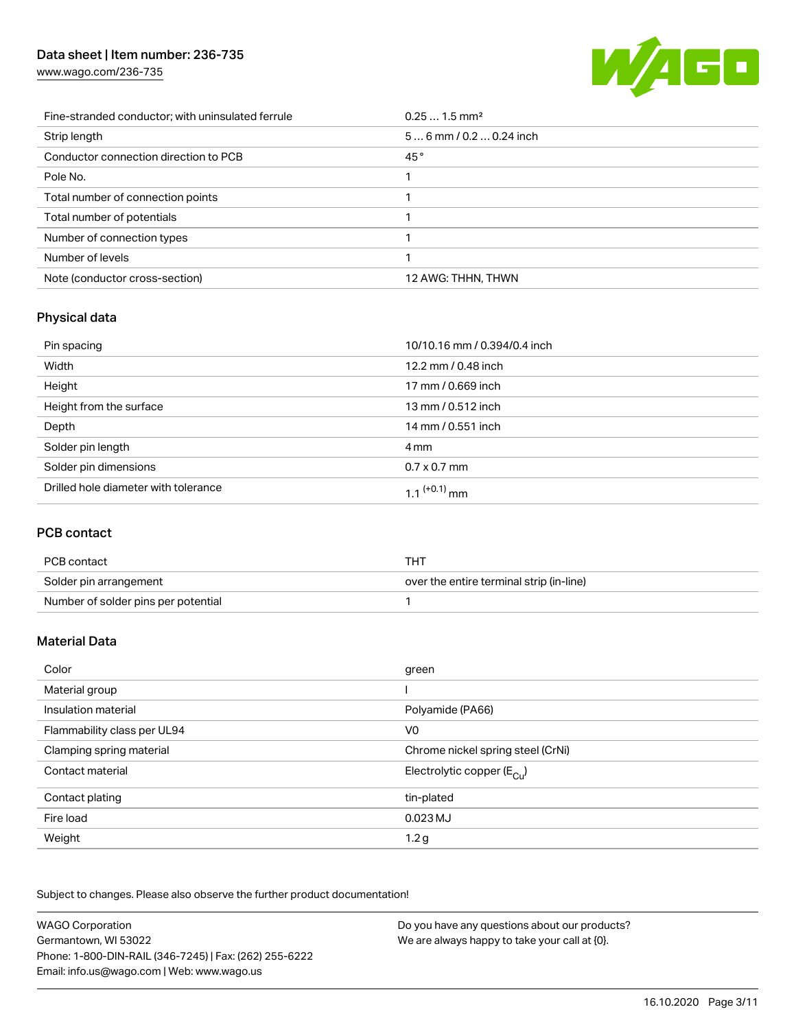| | |
|---|---|
| Fine-stranded conductor; with uninsulated ferrule | 0.25 … 1.5 mm² |
| Strip length | 5 … 6 mm / 0.2 … 0.24 inch |
| Conductor connection direction to PCB | 45 ° |
| Pole No. | 1 |
| Total number of connection points | 1 |
| Total number of potentials | 1 |
| Number of connection types | 1 |
| Number of levels | 1 |
| Note (conductor cross-section) | 12 AWG: THHN, THWN |

## Physical data

| | |
|---|---|
| Pin spacing | 10/10.16 mm / 0.394/0.4 inch |
| Width | 12.2 mm / 0.48 inch |
| Height | 17 mm / 0.669 inch |
| Height from the surface | 13 mm / 0.512 inch |
| Depth | 14 mm / 0.551 inch |
| Solder pin length | 4 mm |
| Solder pin dimensions | 0.7 x 0.7 mm |
| Drilled hole diameter with tolerance | $1.1^{(+0.1)}$ mm |

## PCB contact

| | |
|---|---|
| PCB contact | THT |
| Solder pin arrangement | over the entire terminal strip (in-line) |
| Number of solder pins per potential | 1 |

## Material Data

| | |
|---|---|
| Color | green |
| Material group | I |
| Insulation material | Polyamide (PA66) |
| Flammability class per UL94 | V0 |
| Clamping spring material | Chrome nickel spring steel (CrNi) |
| Contact material | Electrolytic copper ($E_{Cu}$) |
| Contact plating | tin-plated |
| Fire load | 0.023 MJ |
| Weight | 1.2 g |

Subject to changes. Please also observe the further product documentation!

WAGO Corporation
Germantown, WI 53022
Phone: 1-800-DIN-RAIL (346-7245) | Fax: (262) 255-6222
Email: info.us@wago.com | Web: www.wago.us

Do you have any questions about our products?
We are always happy to take your call at {0}.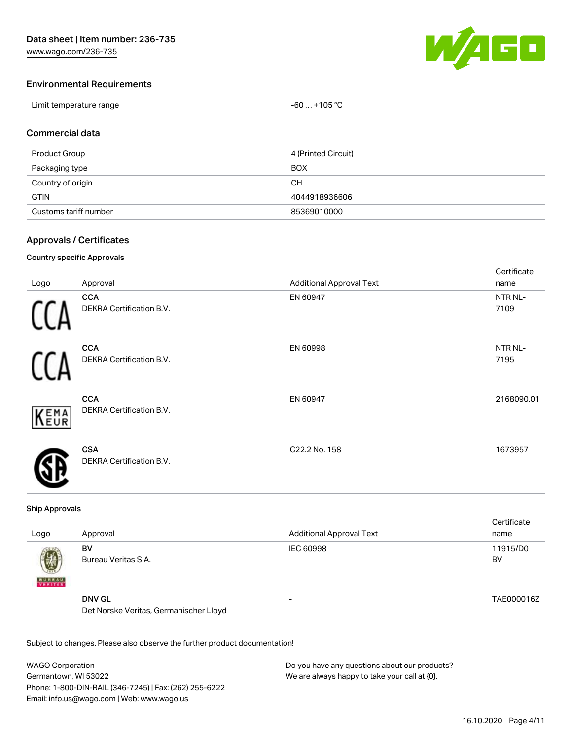## Environmental Requirements

| Limit temperature range | -60 … +105 °C |
| --- | --- |

## Commercial data

| Product Group | 4 (Printed Circuit) |
| --- | --- |
| Packaging type | BOX |
| Country of origin | CH |
| GTIN | 4044918936606 |
| Customs tariff number | 85369010000 |

## Approvals / Certificates

### Country specific Approvals

| Logo | Approval | Additional Approval Text | Certificate name |
| --- | --- | --- | --- |
| CCA | **CCA** DEKRA Certification B.V. | EN 60947 | NTR NL-7109 |
| CCA | **CCA** DEKRA Certification B.V. | EN 60998 | NTR NL-7195 |
| KEMA EUR | **CCA** DEKRA Certification B.V. | EN 60947 | 2168090.01 |
| CSA | **CSA** DEKRA Certification B.V. | C22.2 No. 158 | 1673957 |

### Ship Approvals

| Logo | Approval | Additional Approval Text | Certificate name |
| --- | --- | --- | --- |
| BUREAU VERITAS | **BV** Bureau Veritas S.A. | IEC 60998 | 11915/D0 BV |
| | **DNV GL** Det Norske Veritas, Germanischer Lloyd | - | TAE000016Z |

Subject to changes. Please also observe the further product documentation!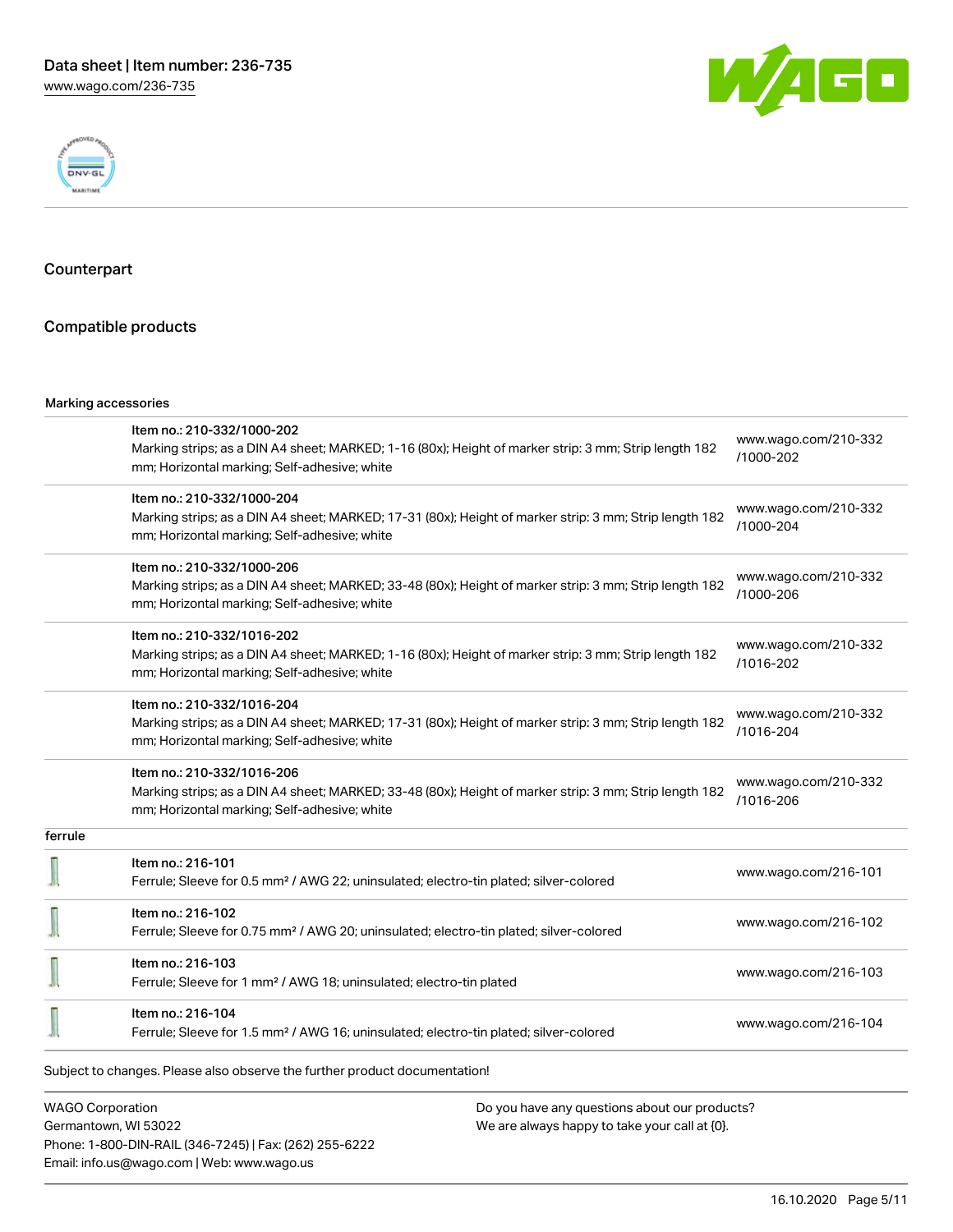## Counterpart

## Compatible products

Marking accessories

| | | |
|---|---|---|
| | Item no.: 210-332/1000-202<br>Marking strips; as a DIN A4 sheet; MARKED; 1-16 (80x); Height of marker strip: 3 mm; Strip length 182 mm; Horizontal marking; Self-adhesive; white | www.wago.com/210-332/1000-202 |
| | Item no.: 210-332/1000-204<br>Marking strips; as a DIN A4 sheet; MARKED; 17-31 (80x); Height of marker strip: 3 mm; Strip length 182 mm; Horizontal marking; Self-adhesive; white | www.wago.com/210-332/1000-204 |
| | Item no.: 210-332/1000-206<br>Marking strips; as a DIN A4 sheet; MARKED; 33-48 (80x); Height of marker strip: 3 mm; Strip length 182 mm; Horizontal marking; Self-adhesive; white | www.wago.com/210-332/1000-206 |
| | Item no.: 210-332/1016-202<br>Marking strips; as a DIN A4 sheet; MARKED; 1-16 (80x); Height of marker strip: 3 mm; Strip length 182 mm; Horizontal marking; Self-adhesive; white | www.wago.com/210-332/1016-202 |
| | Item no.: 210-332/1016-204<br>Marking strips; as a DIN A4 sheet; MARKED; 17-31 (80x); Height of marker strip: 3 mm; Strip length 182 mm; Horizontal marking; Self-adhesive; white | www.wago.com/210-332/1016-204 |
| | Item no.: 210-332/1016-206<br>Marking strips; as a DIN A4 sheet; MARKED; 33-48 (80x); Height of marker strip: 3 mm; Strip length 182 mm; Horizontal marking; Self-adhesive; white | www.wago.com/210-332/1016-206 |

ferrule

| | | |
|---|---|---|
| | Item no.: 216-101<br>Ferrule; Sleeve for 0.5 mm² / AWG 22; uninsulated; electro-tin plated; silver-colored | www.wago.com/216-101 |
| | Item no.: 216-102<br>Ferrule; Sleeve for 0.75 mm² / AWG 20; uninsulated; electro-tin plated; silver-colored | www.wago.com/216-102 |
| | Item no.: 216-103<br>Ferrule; Sleeve for 1 mm² / AWG 18; uninsulated; electro-tin plated | www.wago.com/216-103 |
| | Item no.: 216-104<br>Ferrule; Sleeve for 1.5 mm² / AWG 16; uninsulated; electro-tin plated; silver-colored | www.wago.com/216-104 |

Subject to changes. Please also observe the further product documentation!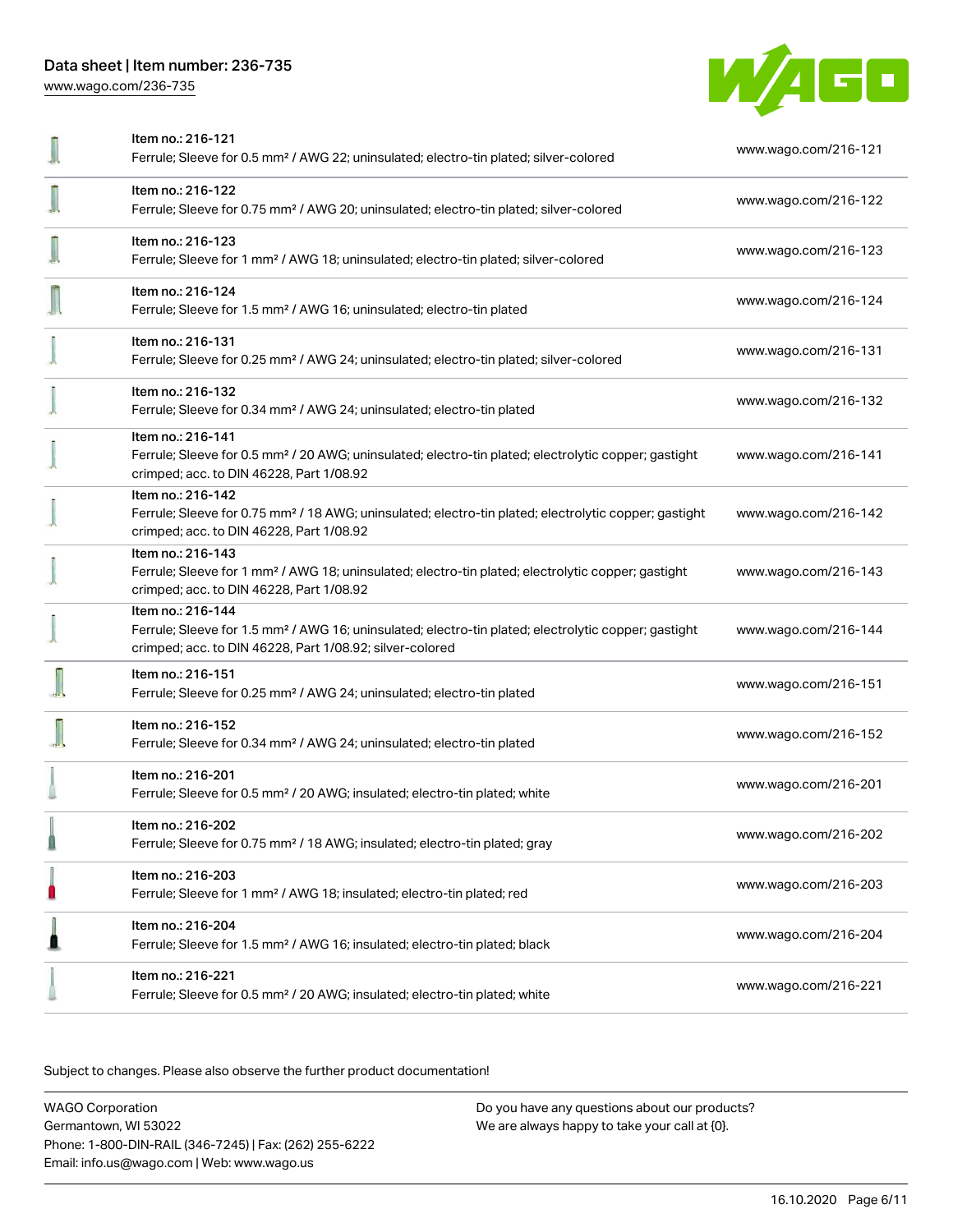| Item | Link |
|---|---|
| Item no.: 216-121<br>Ferrule; Sleeve for 0.5 mm² / AWG 22; uninsulated; electro-tin plated; silver-colored | www.wago.com/216-121 |
| Item no.: 216-122<br>Ferrule; Sleeve for 0.75 mm² / AWG 20; uninsulated; electro-tin plated; silver-colored | www.wago.com/216-122 |
| Item no.: 216-123<br>Ferrule; Sleeve for 1 mm² / AWG 18; uninsulated; electro-tin plated; silver-colored | www.wago.com/216-123 |
| Item no.: 216-124<br>Ferrule; Sleeve for 1.5 mm² / AWG 16; uninsulated; electro-tin plated | www.wago.com/216-124 |
| Item no.: 216-131<br>Ferrule; Sleeve for 0.25 mm² / AWG 24; uninsulated; electro-tin plated; silver-colored | www.wago.com/216-131 |
| Item no.: 216-132<br>Ferrule; Sleeve for 0.34 mm² / AWG 24; uninsulated; electro-tin plated | www.wago.com/216-132 |
| Item no.: 216-141<br>Ferrule; Sleeve for 0.5 mm² / 20 AWG; uninsulated; electro-tin plated; electrolytic copper; gastight crimped; acc. to DIN 46228, Part 1/08.92 | www.wago.com/216-141 |
| Item no.: 216-142<br>Ferrule; Sleeve for 0.75 mm² / 18 AWG; uninsulated; electro-tin plated; electrolytic copper; gastight crimped; acc. to DIN 46228, Part 1/08.92 | www.wago.com/216-142 |
| Item no.: 216-143<br>Ferrule; Sleeve for 1 mm² / AWG 18; uninsulated; electro-tin plated; electrolytic copper; gastight crimped; acc. to DIN 46228, Part 1/08.92 | www.wago.com/216-143 |
| Item no.: 216-144<br>Ferrule; Sleeve for 1.5 mm² / AWG 16; uninsulated; electro-tin plated; electrolytic copper; gastight crimped; acc. to DIN 46228, Part 1/08.92; silver-colored | www.wago.com/216-144 |
| Item no.: 216-151<br>Ferrule; Sleeve for 0.25 mm² / AWG 24; uninsulated; electro-tin plated | www.wago.com/216-151 |
| Item no.: 216-152<br>Ferrule; Sleeve for 0.34 mm² / AWG 24; uninsulated; electro-tin plated | www.wago.com/216-152 |
| Item no.: 216-201<br>Ferrule; Sleeve for 0.5 mm² / 20 AWG; insulated; electro-tin plated; white | www.wago.com/216-201 |
| Item no.: 216-202<br>Ferrule; Sleeve for 0.75 mm² / 18 AWG; insulated; electro-tin plated; gray | www.wago.com/216-202 |
| Item no.: 216-203<br>Ferrule; Sleeve for 1 mm² / AWG 18; insulated; electro-tin plated; red | www.wago.com/216-203 |
| Item no.: 216-204<br>Ferrule; Sleeve for 1.5 mm² / AWG 16; insulated; electro-tin plated; black | www.wago.com/216-204 |
| Item no.: 216-221<br>Ferrule; Sleeve for 0.5 mm² / 20 AWG; insulated; electro-tin plated; white | www.wago.com/216-221 |

Subject to changes. Please also observe the further product documentation!

WAGO Corporation
Germantown, WI 53022
Phone: 1-800-DIN-RAIL (346-7245) | Fax: (262) 255-6222
Email: info.us@wago.com | Web: www.wago.us

Do you have any questions about our products?
We are always happy to take your call at {0}.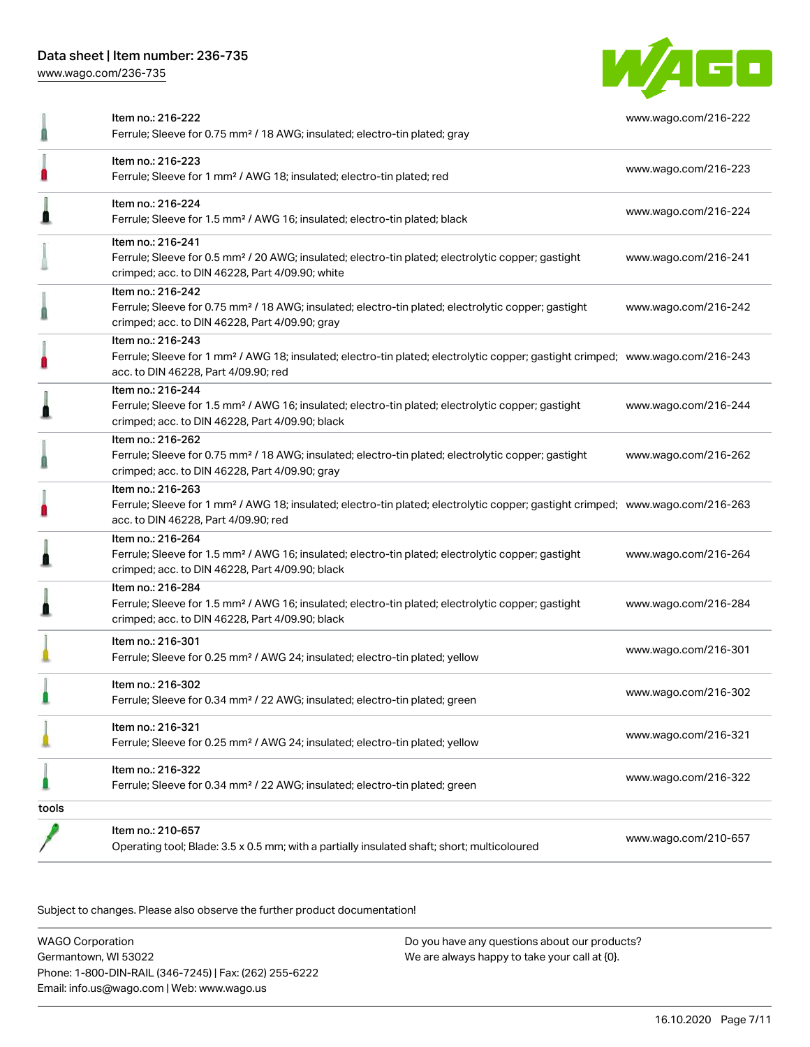| | | |
|---|---|---|
| | Item no.: 216-222<br>Ferrule; Sleeve for 0.75 mm² / 18 AWG; insulated; electro-tin plated; gray | www.wago.com/216-222 |
| | Item no.: 216-223<br>Ferrule; Sleeve for 1 mm² / AWG 18; insulated; electro-tin plated; red | www.wago.com/216-223 |
| | Item no.: 216-224<br>Ferrule; Sleeve for 1.5 mm² / AWG 16; insulated; electro-tin plated; black | www.wago.com/216-224 |
| | Item no.: 216-241<br>Ferrule; Sleeve for 0.5 mm² / 20 AWG; insulated; electro-tin plated; electrolytic copper; gastight crimped; acc. to DIN 46228, Part 4/09.90; white | www.wago.com/216-241 |
| | Item no.: 216-242<br>Ferrule; Sleeve for 0.75 mm² / 18 AWG; insulated; electro-tin plated; electrolytic copper; gastight crimped; acc. to DIN 46228, Part 4/09.90; gray | www.wago.com/216-242 |
| | Item no.: 216-243<br>Ferrule; Sleeve for 1 mm² / AWG 18; insulated; electro-tin plated; electrolytic copper; gastight crimped; acc. to DIN 46228, Part 4/09.90; red | www.wago.com/216-243 |
| | Item no.: 216-244<br>Ferrule; Sleeve for 1.5 mm² / AWG 16; insulated; electro-tin plated; electrolytic copper; gastight crimped; acc. to DIN 46228, Part 4/09.90; black | www.wago.com/216-244 |
| | Item no.: 216-262<br>Ferrule; Sleeve for 0.75 mm² / 18 AWG; insulated; electro-tin plated; electrolytic copper; gastight crimped; acc. to DIN 46228, Part 4/09.90; gray | www.wago.com/216-262 |
| | Item no.: 216-263<br>Ferrule; Sleeve for 1 mm² / AWG 18; insulated; electro-tin plated; electrolytic copper; gastight crimped; acc. to DIN 46228, Part 4/09.90; red | www.wago.com/216-263 |
| | Item no.: 216-264<br>Ferrule; Sleeve for 1.5 mm² / AWG 16; insulated; electro-tin plated; electrolytic copper; gastight crimped; acc. to DIN 46228, Part 4/09.90; black | www.wago.com/216-264 |
| | Item no.: 216-284<br>Ferrule; Sleeve for 1.5 mm² / AWG 16; insulated; electro-tin plated; electrolytic copper; gastight crimped; acc. to DIN 46228, Part 4/09.90; black | www.wago.com/216-284 |
| | Item no.: 216-301<br>Ferrule; Sleeve for 0.25 mm² / AWG 24; insulated; electro-tin plated; yellow | www.wago.com/216-301 |
| | Item no.: 216-302<br>Ferrule; Sleeve for 0.34 mm² / 22 AWG; insulated; electro-tin plated; green | www.wago.com/216-302 |
| | Item no.: 216-321<br>Ferrule; Sleeve for 0.25 mm² / AWG 24; insulated; electro-tin plated; yellow | www.wago.com/216-321 |
| | Item no.: 216-322<br>Ferrule; Sleeve for 0.34 mm² / 22 AWG; insulated; electro-tin plated; green | www.wago.com/216-322 |
| tools | | |
| | Item no.: 210-657<br>Operating tool; Blade: 3.5 x 0.5 mm; with a partially insulated shaft; short; multicoloured | www.wago.com/210-657 |

Subject to changes. Please also observe the further product documentation!

WAGO Corporation
Germantown, WI 53022
Phone: 1-800-DIN-RAIL (346-7245) | Fax: (262) 255-6222
Email: info.us@wago.com | Web: www.wago.us

Do you have any questions about our products?
We are always happy to take your call at {0}.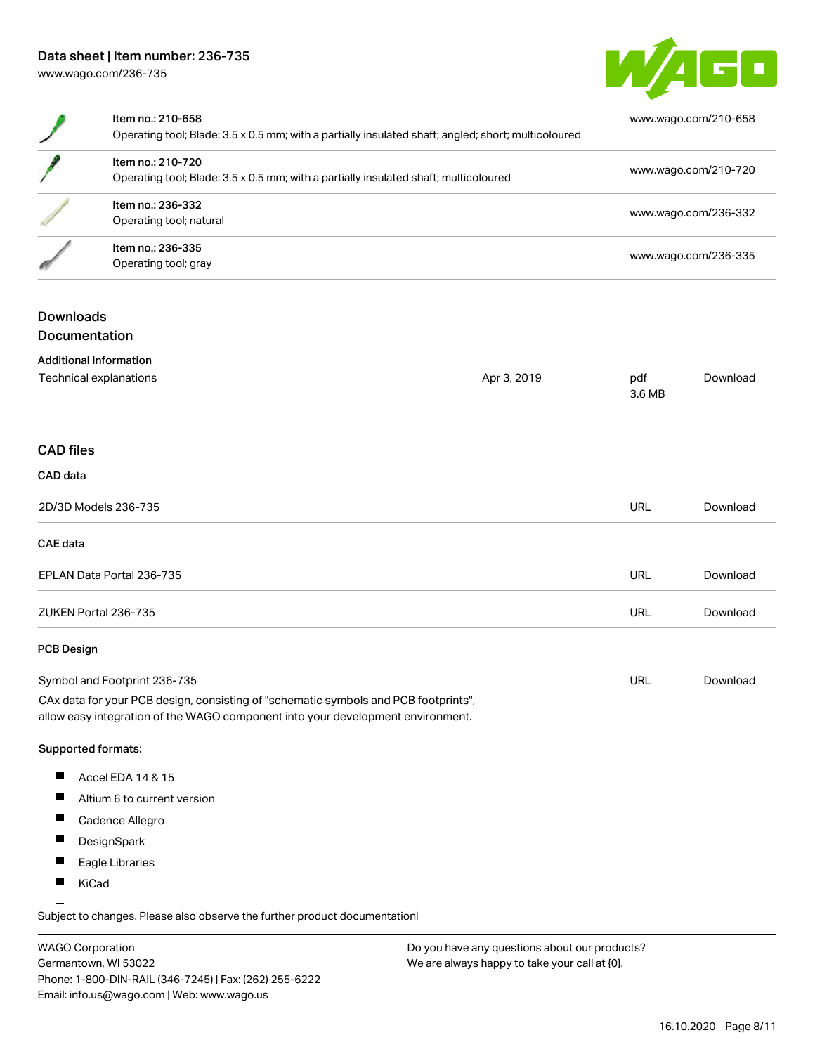| Item | Description | Link |
| --- | --- | --- |
| Item no.: 210-658 | Operating tool; Blade: 3.5 x 0.5 mm; with a partially insulated shaft; angled; short; multicoloured | www.wago.com/210-658 |
| Item no.: 210-720 | Operating tool; Blade: 3.5 x 0.5 mm; with a partially insulated shaft; multicoloured | www.wago.com/210-720 |
| Item no.: 236-332 | Operating tool; natural | www.wago.com/236-332 |
| Item no.: 236-335 | Operating tool; gray | www.wago.com/236-335 |

## Downloads

### Documentation

#### Additional Information

| | | | |
| --- | --- | --- | --- |
| Technical explanations | Apr 3, 2019 | pdf 3.6 MB | Download |

### CAD files

#### CAD data

| | | |
| --- | --- | --- |
| 2D/3D Models 236-735 | URL | Download |

#### CAE data

| | | |
| --- | --- | --- |
| EPLAN Data Portal 236-735 | URL | Download |
| ZUKEN Portal 236-735 | URL | Download |

#### PCB Design

| | | |
| --- | --- | --- |
| Symbol and Footprint 236-735 | URL | Download |

CAx data for your PCB design, consisting of "schematic symbols and PCB footprints", allow easy integration of the WAGO component into your development environment.

Supported formats:

- Accel EDA 14 & 15
- Altium 6 to current version
- Cadence Allegro
- DesignSpark
- Eagle Libraries
- KiCad

Subject to changes. Please also observe the further product documentation!

WAGO Corporation
Germantown, WI 53022
Phone: 1-800-DIN-RAIL (346-7245) | Fax: (262) 255-6222
Email: info.us@wago.com | Web: www.wago.us

Do you have any questions about our products?
We are always happy to take your call at {0}.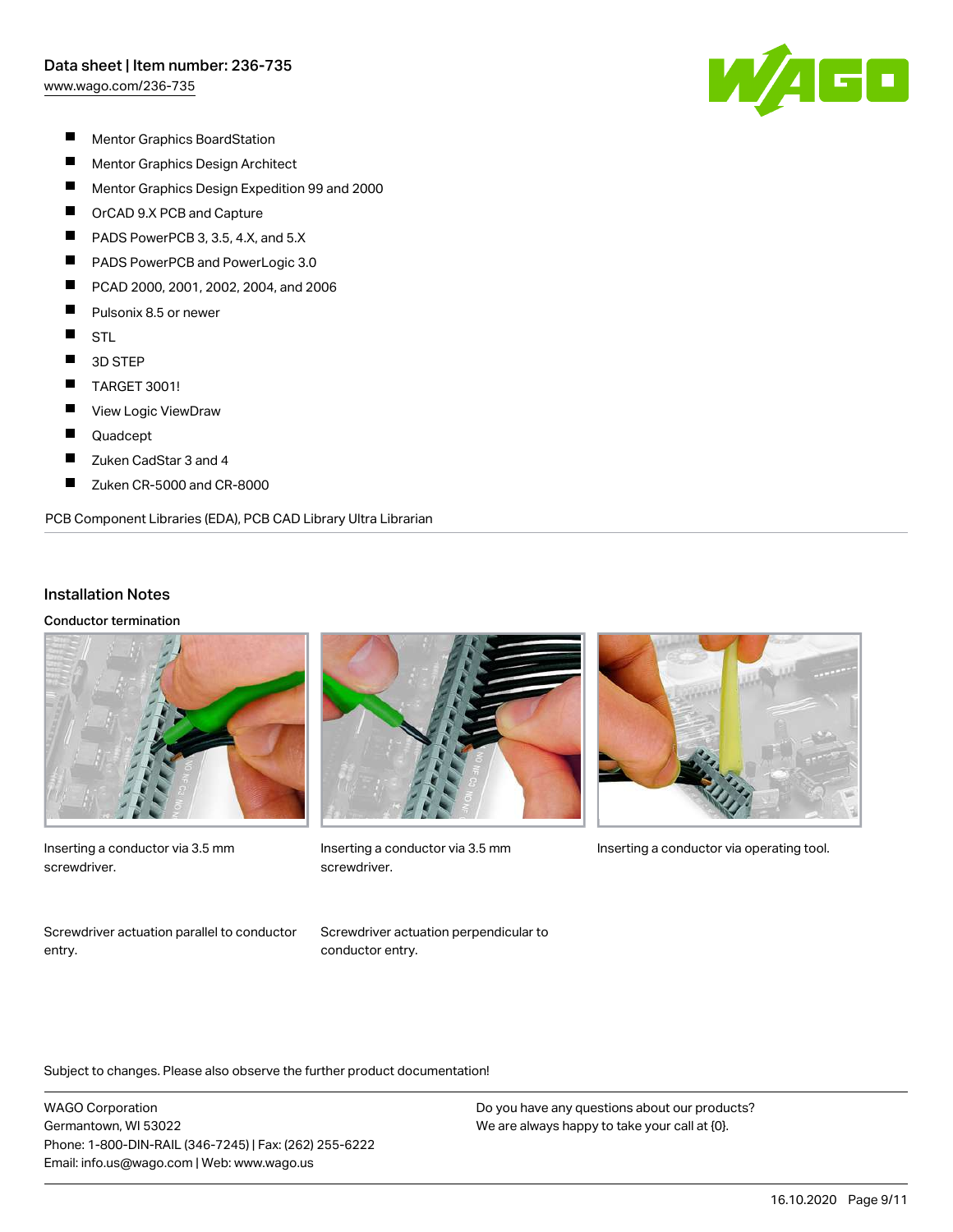- Mentor Graphics BoardStation
- Mentor Graphics Design Architect
- Mentor Graphics Design Expedition 99 and 2000
- OrCAD 9.X PCB and Capture
- PADS PowerPCB 3, 3.5, 4.X, and 5.X
- PADS PowerPCB and PowerLogic 3.0
- PCAD 2000, 2001, 2002, 2004, and 2006
- Pulsonix 8.5 or newer
- STL
- 3D STEP
- TARGET 3001!
- View Logic ViewDraw
- Quadcept
- Zuken CadStar 3 and 4
- Zuken CR-5000 and CR-8000

PCB Component Libraries (EDA), PCB CAD Library Ultra Librarian

## Installation Notes

### Conductor termination

Inserting a conductor via 3.5 mm screwdriver.

Inserting a conductor via 3.5 mm screwdriver.

Inserting a conductor via operating tool.

Screwdriver actuation parallel to conductor entry.

Screwdriver actuation perpendicular to conductor entry.

Subject to changes. Please also observe the further product documentation!

WAGO Corporation
Germantown, WI 53022
Phone: 1-800-DIN-RAIL (346-7245) | Fax: (262) 255-6222
Email: info.us@wago.com | Web: www.wago.us

Do you have any questions about our products?
We are always happy to take your call at {0}.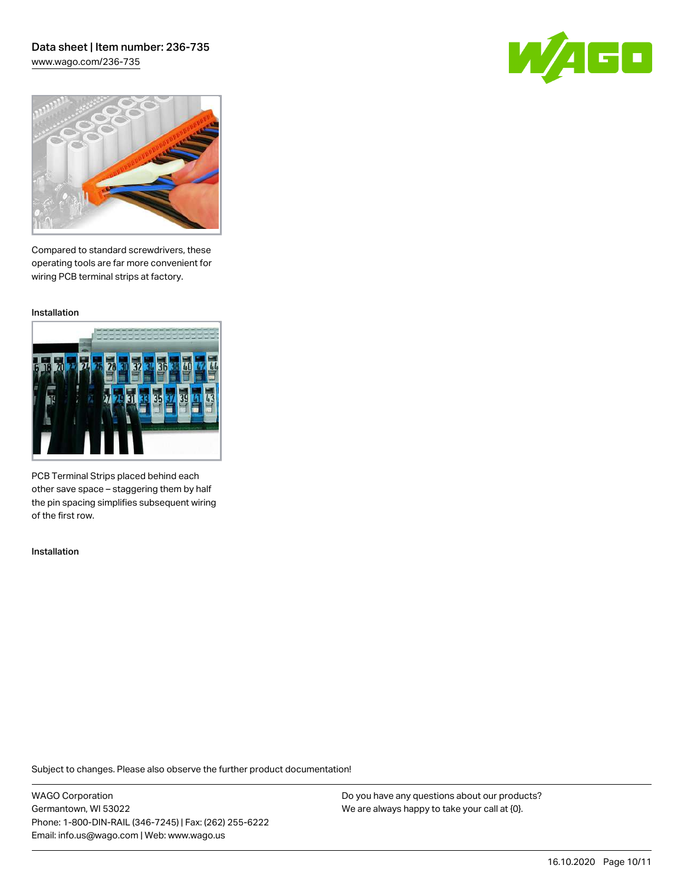Compared to standard screwdrivers, these operating tools are far more convenient for wiring PCB terminal strips at factory.

Installation

PCB Terminal Strips placed behind each other save space – staggering them by half the pin spacing simplifies subsequent wiring of the first row.

Installation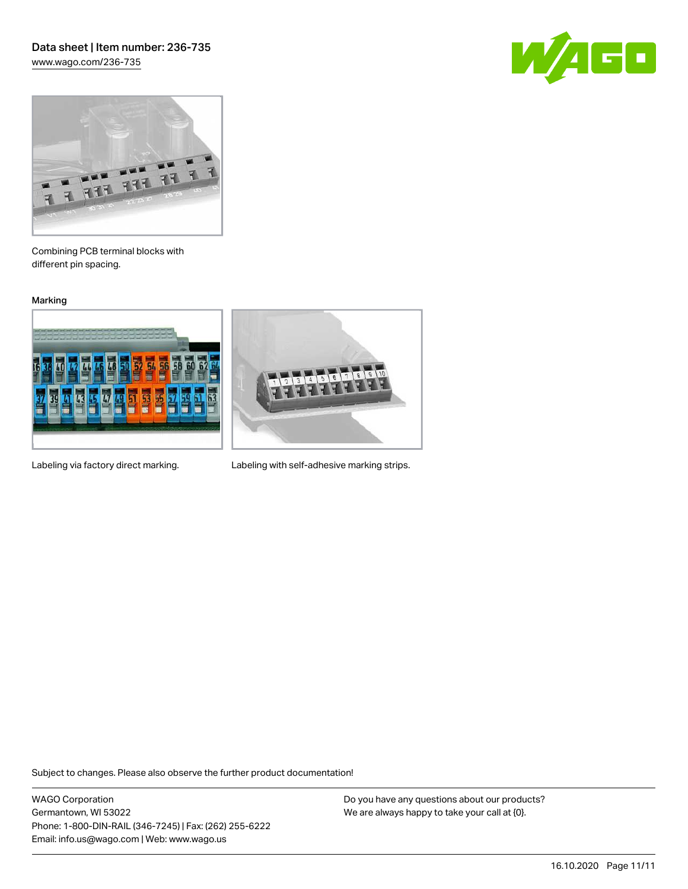Combining PCB terminal blocks with different pin spacing.

Marking

Labeling via factory direct marking.

Labeling with self-adhesive marking strips.

Subject to changes. Please also observe the further product documentation!

WAGO Corporation
Germantown, WI 53022
Phone: 1-800-DIN-RAIL (346-7245) | Fax: (262) 255-6222
Email: info.us@wago.com | Web: www.wago.us

Do you have any questions about our products?
We are always happy to take your call at {0}.